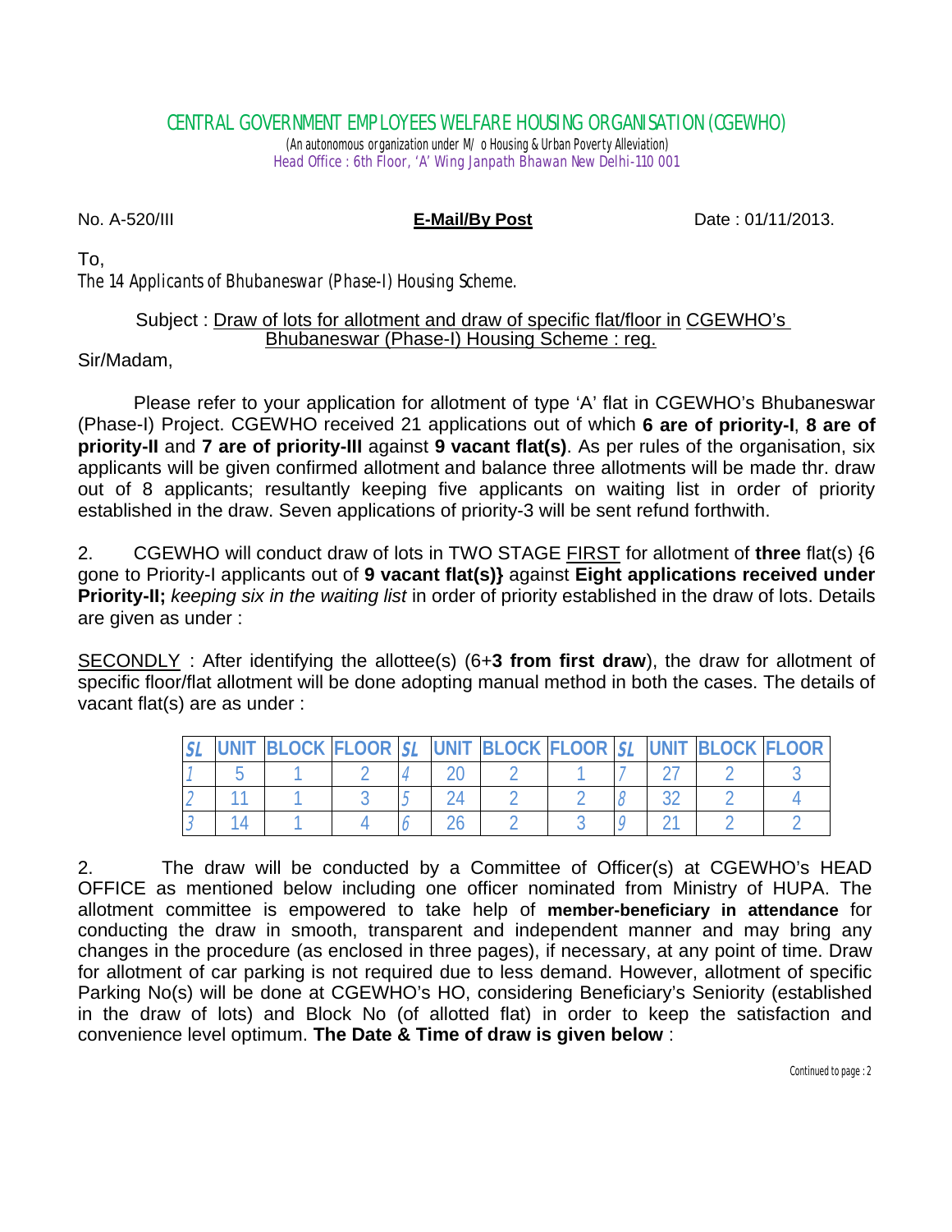# CENTRAL GOVERNMENT EMPLOYEES WELFARE HOUSING ORGANISATION (CGEWHO)

(An autonomous organization under M/o Housing & Urban Poverty Alleviation)
Head Office : 6th Floor, 'A' Wing Janpath Bhawan New Delhi-110 001

No. A-520/III **E-Mail/By Post** Date : 01/11/2013.

To,
*The 14 Applicants of Bhubaneswar (Phase-I) Housing Scheme.*

Subject : Draw of lots for allotment and draw of specific flat/floor in CGEWHO's Bhubaneswar (Phase-I) Housing Scheme : reg.

Sir/Madam,

Please refer to your application for allotment of type 'A' flat in CGEWHO's Bhubaneswar (Phase-I) Project. CGEWHO received 21 applications out of which **6 are of priority-I**, **8 are of priority-II** and **7 are of priority-III** against **9 vacant flat(s)**. As per rules of the organisation, six applicants will be given confirmed allotment and balance three allotments will be made thr. draw out of 8 applicants; resultantly keeping five applicants on waiting list in order of priority established in the draw. Seven applications of priority-3 will be sent refund forthwith.

2. CGEWHO will conduct draw of lots in TWO STAGE FIRST for allotment of **three** flat(s) {6 gone to Priority-I applicants out of **9 vacant flat(s)}** against **Eight applications received under Priority-II;** *keeping six in the waiting list* in order of priority established in the draw of lots. Details are given as under :

SECONDLY : After identifying the allottee(s) (6+**3 from first draw**), the draw for allotment of specific floor/flat allotment will be done adopting manual method in both the cases. The details of vacant flat(s) are as under :

| SL | UNIT | BLOCK | FLOOR | SL | UNIT | BLOCK | FLOOR | SL | UNIT | BLOCK | FLOOR |
|---|---|---|---|---|---|---|---|---|---|---|---|
| 1 | 5 | 1 | 2 | 4 | 20 | 2 | 1 | 7 | 27 | 2 | 3 |
| 2 | 11 | 1 | 3 | 5 | 24 | 2 | 2 | 8 | 32 | 2 | 4 |
| 3 | 14 | 1 | 4 | 6 | 26 | 2 | 3 | 9 | 21 | 2 | 2 |

2. The draw will be conducted by a Committee of Officer(s) at CGEWHO's HEAD OFFICE as mentioned below including one officer nominated from Ministry of HUPA. The allotment committee is empowered to take help of **member-beneficiary in attendance** for conducting the draw in smooth, transparent and independent manner and may bring any changes in the procedure (as enclosed in three pages), if necessary, at any point of time. Draw for allotment of car parking is not required due to less demand. However, allotment of specific Parking No(s) will be done at CGEWHO's HO, considering Beneficiary's Seniority (established in the draw of lots) and Block No (of allotted flat) in order to keep the satisfaction and convenience level optimum. **The Date & Time of draw is given below** :

Continued to page : 2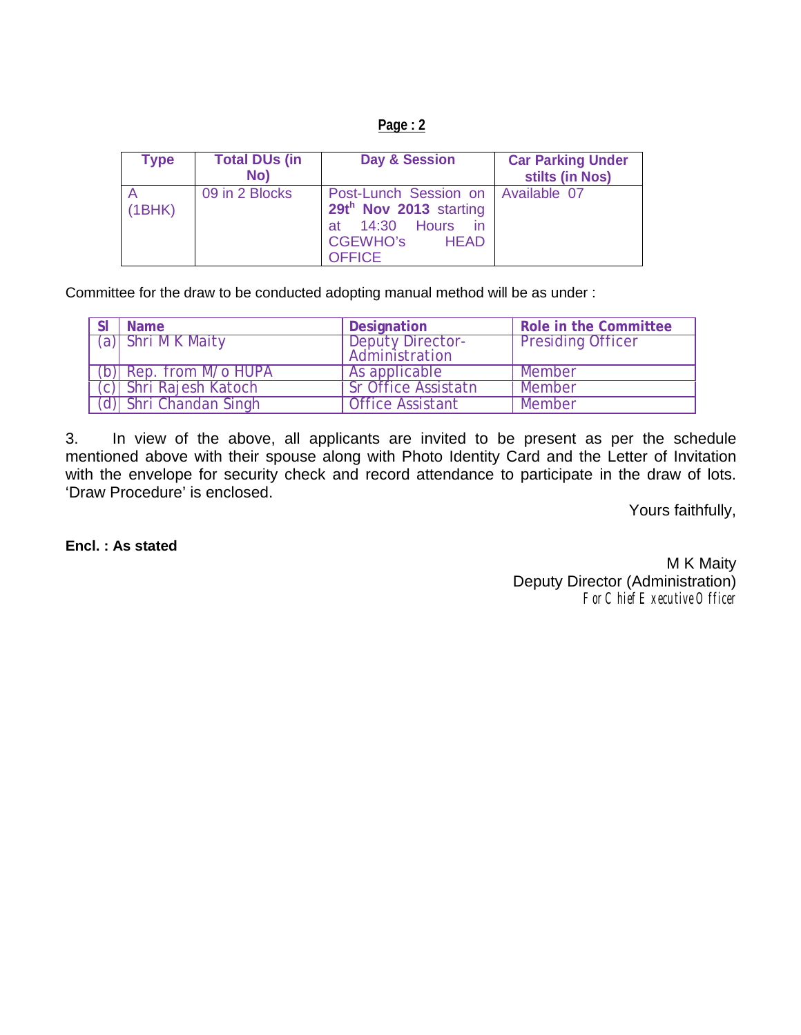**Page : 2**

| Type | Total DUs (in No) | Day & Session | Car Parking Under stilts (in Nos) |
|---|---|---|---|
| A (1BHK) | 09 in 2 Blocks | Post-Lunch Session on **29th Nov 2013** starting at 14:30 Hours in CGEWHO's HEAD OFFICE | Available 07 |

Committee for the draw to be conducted adopting manual method will be as under :

| Sl | Name | Designation | Role in the Committee |
|---|---|---|---|
| (a) | Shri M K Maity | Deputy Director-Administration | Presiding Officer |
| (b) | Rep. from M/o HUPA | As applicable | Member |
| (c) | Shri Rajesh Katoch | Sr Office Assistatn | Member |
| (d) | Shri Chandan Singh | Office Assistant | Member |

3. In view of the above, all applicants are invited to be present as per the schedule mentioned above with their spouse along with Photo Identity Card and the Letter of Invitation with the envelope for security check and record attendance to participate in the draw of lots. 'Draw Procedure' is enclosed.

Yours faithfully,

**Encl. : As stated**

M K Maity
Deputy Director (Administration)
For Chief Executive Officer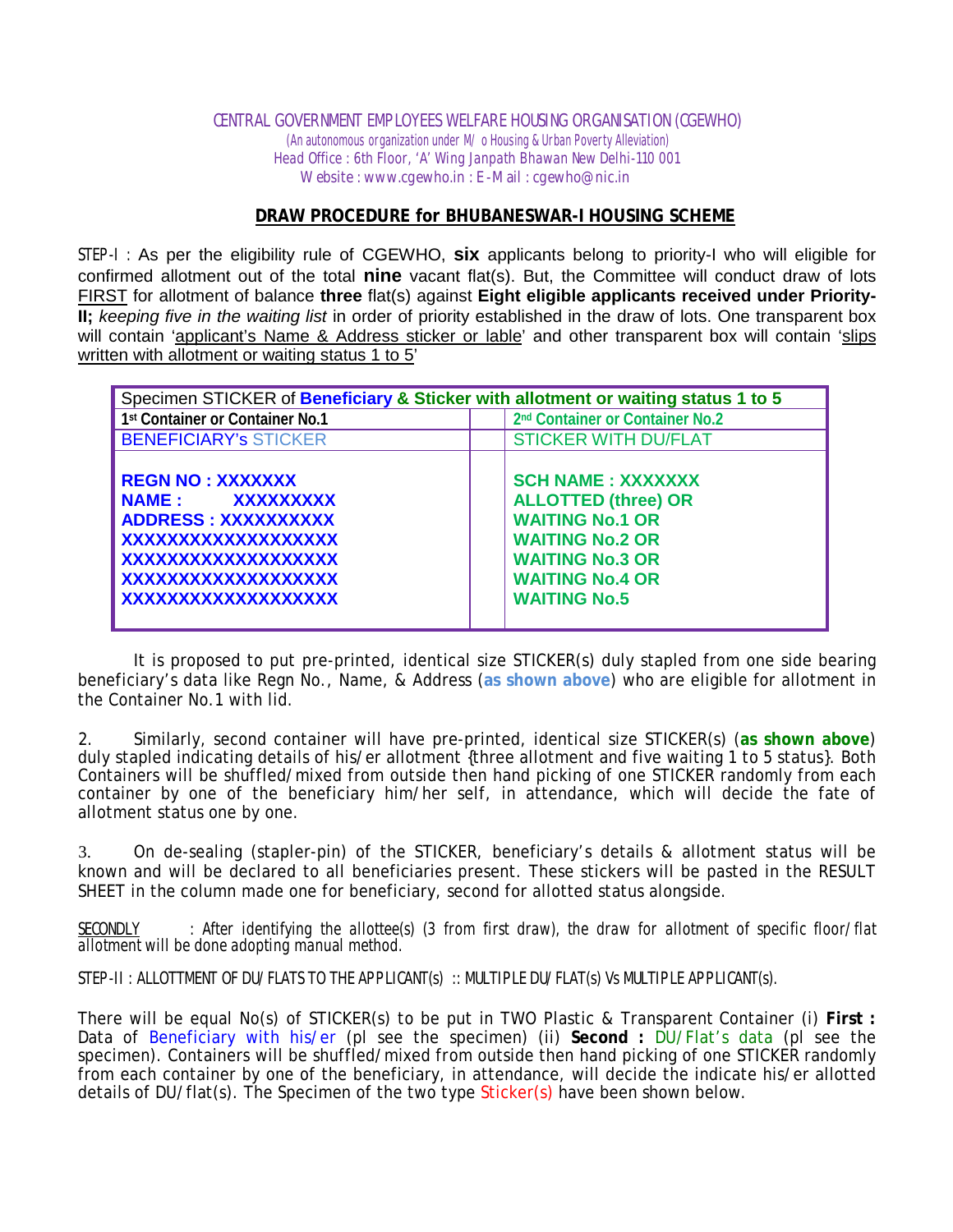CENTRAL GOVERNMENT EMPLOYEES WELFARE HOUSING ORGANISATION (CGEWHO)
(An autonomous organization under M/o Housing & Urban Poverty Alleviation)
Head Office : 6th Floor, 'A' Wing Janpath Bhawan New Delhi-110 001
Website : www.cgewho.in : E-Mail : cgewho@nic.in

## DRAW PROCEDURE for BHUBANESWAR-I HOUSING SCHEME

STEP-I : As per the eligibility rule of CGEWHO, **six** applicants belong to priority-I who will eligible for confirmed allotment out of the total **nine** vacant flat(s). But, the Committee will conduct draw of lots FIRST for allotment of balance **three** flat(s) against **Eight eligible applicants received under Priority-II;** *keeping five in the waiting list* in order of priority established in the draw of lots. One transparent box will contain 'applicant's Name & Address sticker or lable' and other transparent box will contain 'slips written with allotment or waiting status 1 to 5'

| Specimen STICKER of **Beneficiary & Sticker with allotment or waiting status 1 to 5** | | |
|---|---|---|
| 1st Container or Container No.1 | | 2nd Container or Container No.2 |
| BENEFICIARY's STICKER | | STICKER WITH DU/FLAT |
| **REGN NO : XXXXXXX**<br>**NAME : XXXXXXXXX**<br>**ADDRESS : XXXXXXXXXX**<br>**XXXXXXXXXXXXXXXXXX**<br>**XXXXXXXXXXXXXXXXXX**<br>**XXXXXXXXXXXXXXXXXX**<br>**XXXXXXXXXXXXXXXXXX** | | **SCH NAME : XXXXXXX**<br>**ALLOTTED (three) OR**<br>**WAITING No.1 OR**<br>**WAITING No.2 OR**<br>**WAITING No.3 OR**<br>**WAITING No.4 OR**<br>**WAITING No.5** |

It is proposed to put pre-printed, identical size STICKER(s) duly stapled from one side bearing beneficiary's data like Regn No., Name, & Address (**as shown above**) who are eligible for allotment in the Container No.1 with lid.

2. Similarly, second container will have pre-printed, identical size STICKER(s) (**as shown above**) duly stapled indicating details of his/er allotment {three allotment and five waiting 1 to 5 status}. Both Containers will be shuffled/mixed from outside then hand picking of one STICKER randomly from each container by one of the beneficiary him/her self, in attendance, which will decide the fate of allotment status one by one.

3. On de-sealing (stapler-pin) of the STICKER, beneficiary's details & allotment status will be known and will be declared to all beneficiaries present. These stickers will be pasted in the RESULT SHEET in the column made one for beneficiary, second for allotted status alongside.

SECONDLY : After identifying the allottee(s) (3 from first draw), the draw for allotment of specific floor/flat allotment will be done adopting manual method.

STEP-II : ALLOTTMENT OF DU/FLATS TO THE APPLICANT(s) :: MULTIPLE DU/FLAT(s) Vs MULTIPLE APPLICANT(s).

There will be equal No(s) of STICKER(s) to be put in TWO Plastic & Transparent Container (i) **First :** Data of Beneficiary with his/er (pl see the specimen) (ii) **Second :** DU/Flat's data (pl see the specimen). Containers will be shuffled/mixed from outside then hand picking of one STICKER randomly from each container by one of the beneficiary, in attendance, will decide the indicate his/er allotted details of DU/flat(s). The Specimen of the two type Sticker(s) have been shown below.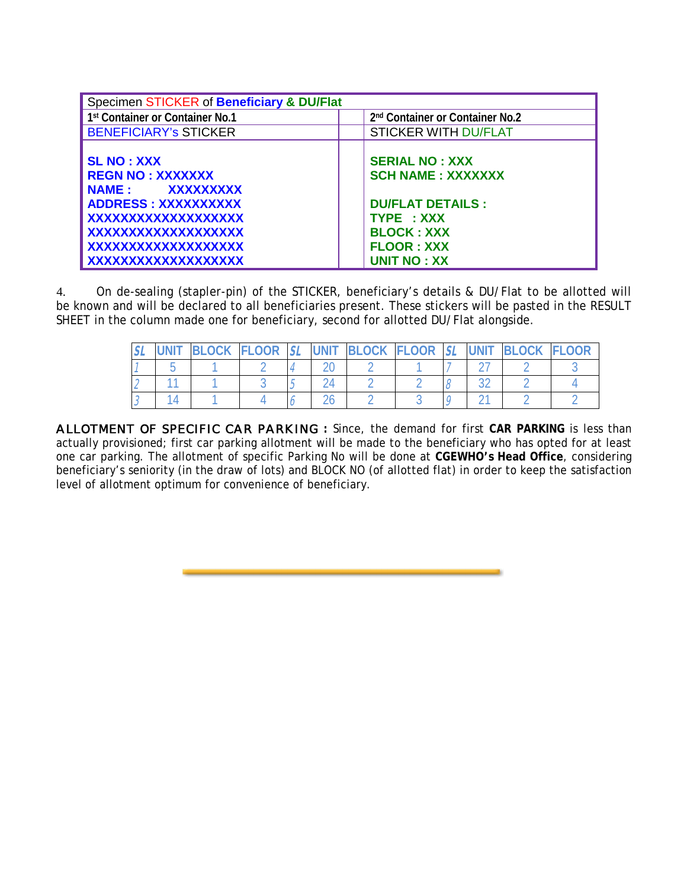| Specimen STICKER of **Beneficiary & DU/Flat** | | |
|---|---|---|
| **1st Container or Container No.1** | | **2nd Container or Container No.2** |
| BENEFICIARY's STICKER | | STICKER WITH DU/FLAT |
| **SL NO : XXX**<br>**REGN NO : XXXXXXX**<br>**NAME : XXXXXXXXX**<br>**ADDRESS : XXXXXXXXXX**<br>**XXXXXXXXXXXXXXXXXX**<br>**XXXXXXXXXXXXXXXXXX**<br>**XXXXXXXXXXXXXXXXXX**<br>**XXXXXXXXXXXXXXXXXX** | | **SERIAL NO : XXX**<br>**SCH NAME : XXXXXXX**<br><br>**DU/FLAT DETAILS :**<br>**TYPE : XXX**<br>**BLOCK : XXX**<br>**FLOOR : XXX**<br>**UNIT NO : XX** |

4. On de-sealing (stapler-pin) of the STICKER, beneficiary's details & DU/Flat to be allotted will be known and will be declared to all beneficiaries present. These stickers will be pasted in the RESULT SHEET in the column made one for beneficiary, second for allotted DU/Flat alongside.

| SL | UNIT | BLOCK | FLOOR | SL | UNIT | BLOCK | FLOOR | SL | UNIT | BLOCK | FLOOR |
|---|---|---|---|---|---|---|---|---|---|---|---|
| 1 | 5 | 1 | 2 | 4 | 20 | 2 | 1 | 7 | 27 | 2 | 3 |
| 2 | 11 | 1 | 3 | 5 | 24 | 2 | 2 | 8 | 32 | 2 | 4 |
| 3 | 14 | 1 | 4 | 6 | 26 | 2 | 3 | 9 | 21 | 2 | 2 |

ALLOTMENT OF SPECIFIC CAR PARKING : Since, the demand for first **CAR PARKING** is less than actually provisioned; first car parking allotment will be made to the beneficiary who has opted for at least one car parking. The allotment of specific Parking No will be done at **CGEWHO's Head Office**, considering beneficiary's seniority (in the draw of lots) and BLOCK NO (of allotted flat) in order to keep the satisfaction level of allotment optimum for convenience of beneficiary.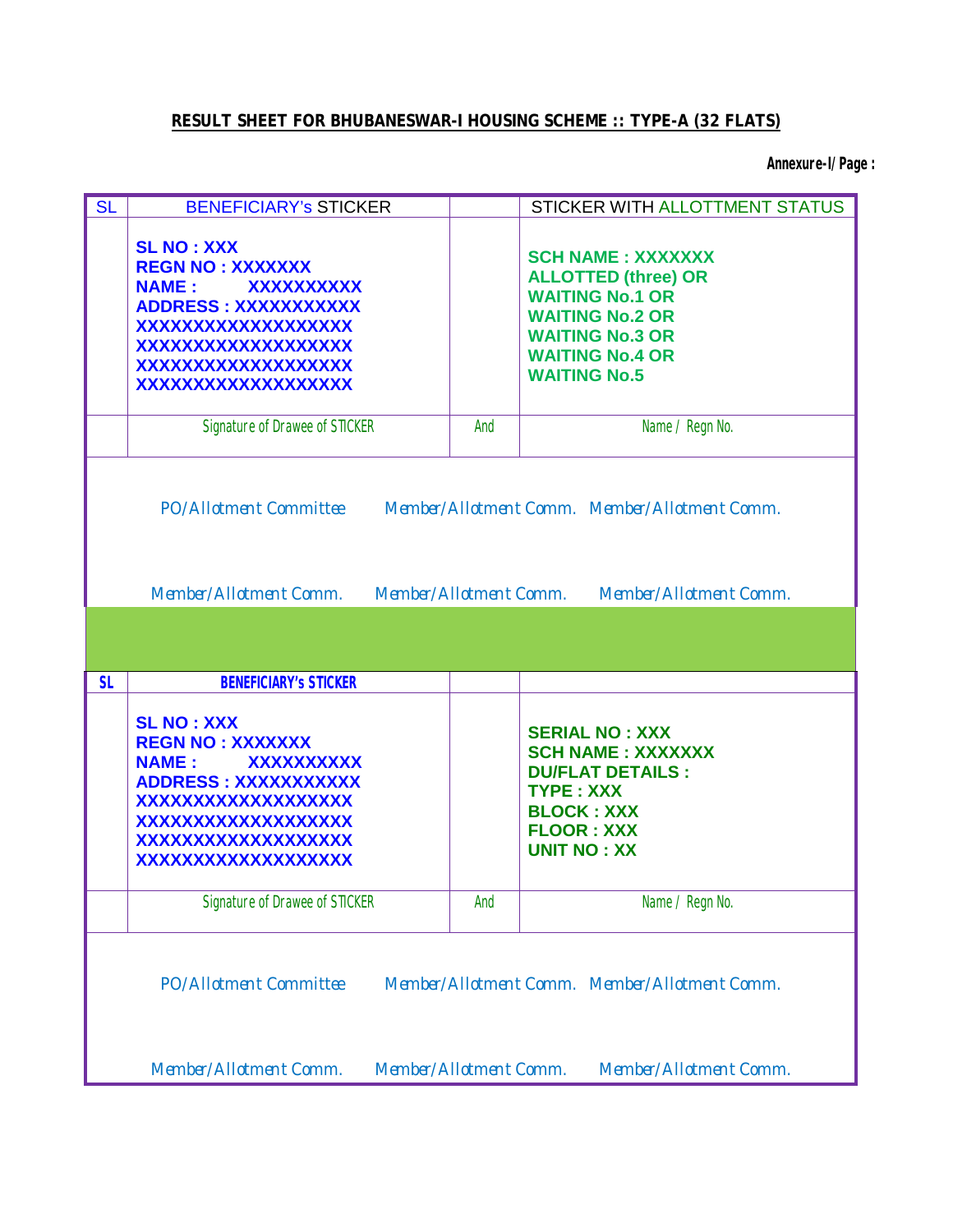**RESULT SHEET FOR BHUBANESWAR-I HOUSING SCHEME :: TYPE-A (32 FLATS)**

**Annexure-I/ Page :**

| SL | BENEFICIARY's STICKER | | STICKER WITH ALLOTTMENT STATUS |
|---|---|---|---|
| | **SL NO : XXX**<br>**REGN NO : XXXXXXX**<br>**NAME : XXXXXXXXXX**<br>**ADDRESS : XXXXXXXXXXX**<br>**XXXXXXXXXXXXXXXXXX**<br>**XXXXXXXXXXXXXXXXXX**<br>**XXXXXXXXXXXXXXXXXX**<br>**XXXXXXXXXXXXXXXXXX** | | **SCH NAME : XXXXXXX**<br>**ALLOTTED (three) OR**<br>**WAITING No.1 OR**<br>**WAITING No.2 OR**<br>**WAITING No.3 OR**<br>**WAITING No.4 OR**<br>**WAITING No.5** |
| | Signature of Drawee of STICKER | And | Name / Regn No. |

PO/Allotment Committee Member/Allotment Comm. Member/Allotment Comm.

Member/Allotment Comm. Member/Allotment Comm. Member/Allotment Comm.

| SL | BENEFICIARY's STICKER | | |
|---|---|---|---|
| | **SL NO : XXX**<br>**REGN NO : XXXXXXX**<br>**NAME : XXXXXXXXXX**<br>**ADDRESS : XXXXXXXXXXX**<br>**XXXXXXXXXXXXXXXXXX**<br>**XXXXXXXXXXXXXXXXXX**<br>**XXXXXXXXXXXXXXXXXX**<br>**XXXXXXXXXXXXXXXXXX** | | **SERIAL NO : XXX**<br>**SCH NAME : XXXXXXX**<br>**DU/FLAT DETAILS :**<br>**TYPE : XXX**<br>**BLOCK : XXX**<br>**FLOOR : XXX**<br>**UNIT NO : XX** |
| | Signature of Drawee of STICKER | And | Name / Regn No. |

PO/Allotment Committee Member/Allotment Comm. Member/Allotment Comm.

Member/Allotment Comm. Member/Allotment Comm. Member/Allotment Comm.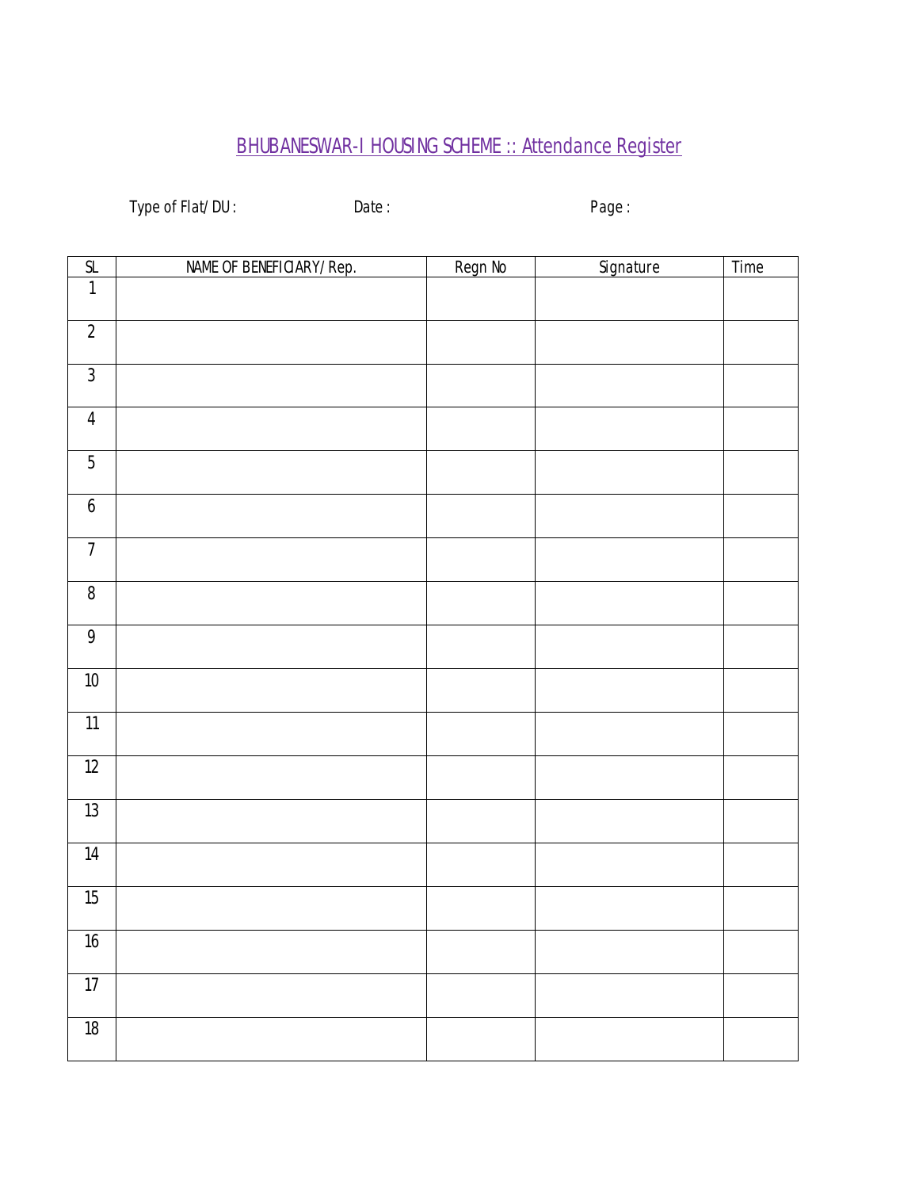# BHUBANESWAR-I HOUSING SCHEME :: Attendance Register

Type of Flat/DU : Date : Page :

| SL | NAME OF BENEFICIARY/Rep. | Regn No | Signature | Time |
|---|---|---|---|---|
| 1 | | | | |
| 2 | | | | |
| 3 | | | | |
| 4 | | | | |
| 5 | | | | |
| 6 | | | | |
| 7 | | | | |
| 8 | | | | |
| 9 | | | | |
| 10 | | | | |
| 11 | | | | |
| 12 | | | | |
| 13 | | | | |
| 14 | | | | |
| 15 | | | | |
| 16 | | | | |
| 17 | | | | |
| 18 | | | | |